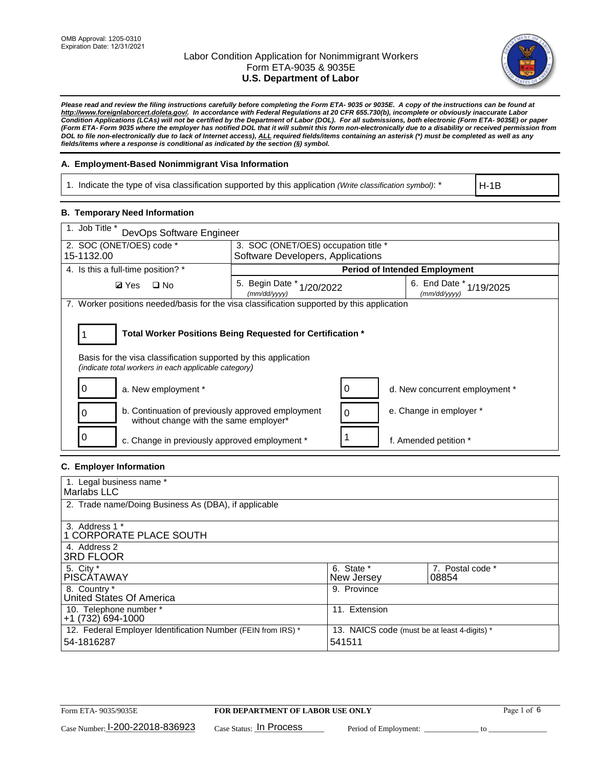OMB Approval: 1205-0310
Expiration Date: 12/31/2021

# Labor Condition Application for Nonimmigrant Workers
## Form ETA-9035 & 9035E
## U.S. Department of Labor

***Please read and review the filing instructions carefully before completing the Form ETA- 9035 or 9035E. A copy of the instructions can be found at http://www.foreignlaborcert.doleta.gov/. In accordance with Federal Regulations at 20 CFR 655.730(b), incomplete or obviously inaccurate Labor Condition Applications (LCAs) will not be certified by the Department of Labor (DOL). For all submissions, both electronic (Form ETA- 9035E) or paper (Form ETA- Form 9035 where the employer has notified DOL that it will submit this form non-electronically due to a disability or received permission from DOL to file non-electronically due to lack of Internet access), ALL required fields/items containing an asterisk (*) must be completed as well as any fields/items where a response is conditional as indicated by the section (§) symbol.***

### A. Employment-Based Nonimmigrant Visa Information

| 1. Indicate the type of visa classification supported by this application *(Write classification symbol)*: * | H-1B |
|---|---|

### B. Temporary Need Information

| 1. Job Title * DevOps Software Engineer | | |
|---|---|---|
| 2. SOC (ONET/OES) code * 15-1132.00 | 3. SOC (ONET/OES) occupation title * Software Developers, Applications | |
| 4. Is this a full-time position? * | Period of Intended Employment | |
| ☑ Yes ☐ No | 5. Begin Date * (mm/dd/yyyy) 1/20/2022 | 6. End Date * (mm/dd/yyyy) 1/19/2025 |

7. Worker positions needed/basis for the visa classification supported by this application

| 1 | **Total Worker Positions Being Requested for Certification *** |
|---|---|

Basis for the visa classification supported by this application
*(indicate total workers in each applicable category)*

| | | | |
|---|---|---|---|
| 0 | a. New employment * | 0 | d. New concurrent employment * |
| 0 | b. Continuation of previously approved employment without change with the same employer* | 0 | e. Change in employer * |
| 0 | c. Change in previously approved employment * | 1 | f. Amended petition * |

### C. Employer Information

| | | |
|---|---|---|
| 1. Legal business name * Marlabs LLC | | |
| 2. Trade name/Doing Business As (DBA), if applicable | | |
| 3. Address 1 * 1 CORPORATE PLACE SOUTH | | |
| 4. Address 2 3RD FLOOR | | |
| 5. City * PISCATAWAY | 6. State * New Jersey | 7. Postal code * 08854 |
| 8. Country * United States Of America | 9. Province | |
| 10. Telephone number * +1 (732) 694-1000 | 11. Extension | |
| 12. Federal Employer Identification Number (FEIN from IRS) * 54-1816287 | 13. NAICS code (must be at least 4-digits) * 541511 | |

Form ETA- 9035/9035E **FOR DEPARTMENT OF LABOR USE ONLY**

Case Number: I-200-22018-836923 Case Status: In Process Period of Employment: _____________ to _____________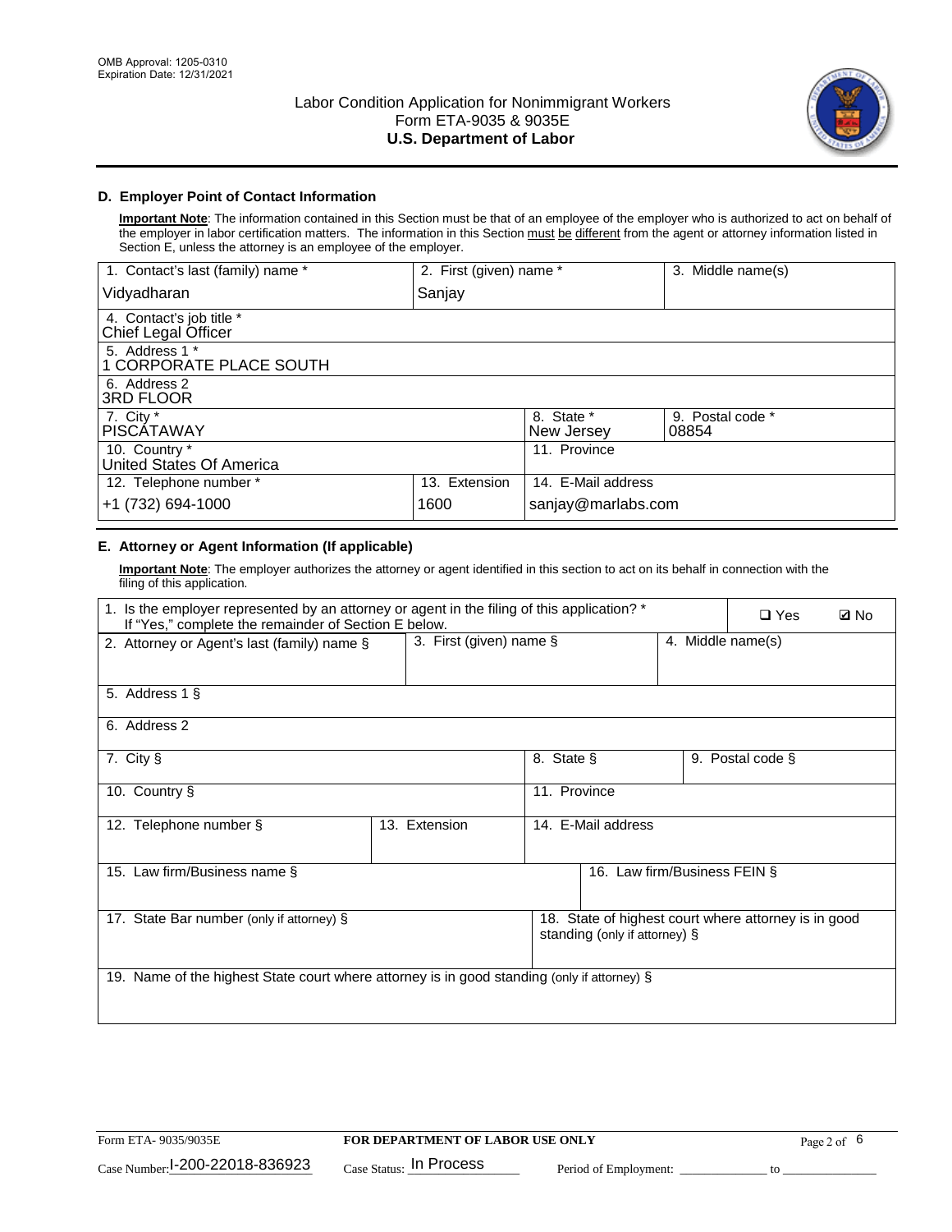OMB Approval: 1205-0310
Expiration Date: 12/31/2021

# Labor Condition Application for Nonimmigrant Workers
Form ETA-9035 & 9035E
**U.S. Department of Labor**

## D. Employer Point of Contact Information

**Important Note**: The information contained in this Section must be that of an employee of the employer who is authorized to act on behalf of the employer in labor certification matters. The information in this Section must be different from the agent or attorney information listed in Section E, unless the attorney is an employee of the employer.

| 1. Contact's last (family) name * | 2. First (given) name * | 3. Middle name(s) |
|---|---|---|
| Vidyadharan | Sanjay | |
| 4. Contact's job title * Chief Legal Officer | | |
| 5. Address 1 * 1 CORPORATE PLACE SOUTH | | |
| 6. Address 2 3RD FLOOR | | |
| 7. City * PISCATAWAY | 8. State * New Jersey | 9. Postal code * 08854 |
| 10. Country * United States Of America | 11. Province | |
| 12. Telephone number * +1 (732) 694-1000 | 13. Extension 1600 | 14. E-Mail address sanjay@marlabs.com |

## E. Attorney or Agent Information (If applicable)

**Important Note**: The employer authorizes the attorney or agent identified in this section to act on its behalf in connection with the filing of this application.

| 1. Is the employer represented by an attorney or agent in the filing of this application? * If "Yes," complete the remainder of Section E below. | | ❑ Yes ☑ No |
|---|---|---|
| 2. Attorney or Agent's last (family) name § | 3. First (given) name § | 4. Middle name(s) |
| 5. Address 1 § | | |
| 6. Address 2 | | |
| 7. City § | 8. State § | 9. Postal code § |
| 10. Country § | 11. Province | |
| 12. Telephone number § | 13. Extension | 14. E-Mail address |
| 15. Law firm/Business name § | | 16. Law firm/Business FEIN § |
| 17. State Bar number (only if attorney) § | | 18. State of highest court where attorney is in good standing (only if attorney) § |
| 19. Name of the highest State court where attorney is in good standing (only if attorney) § | | |

Form ETA- 9035/9035E | **FOR DEPARTMENT OF LABOR USE ONLY**

Case Number: I-200-22018-836923 Case Status: In Process Period of Employment: _____________ to _____________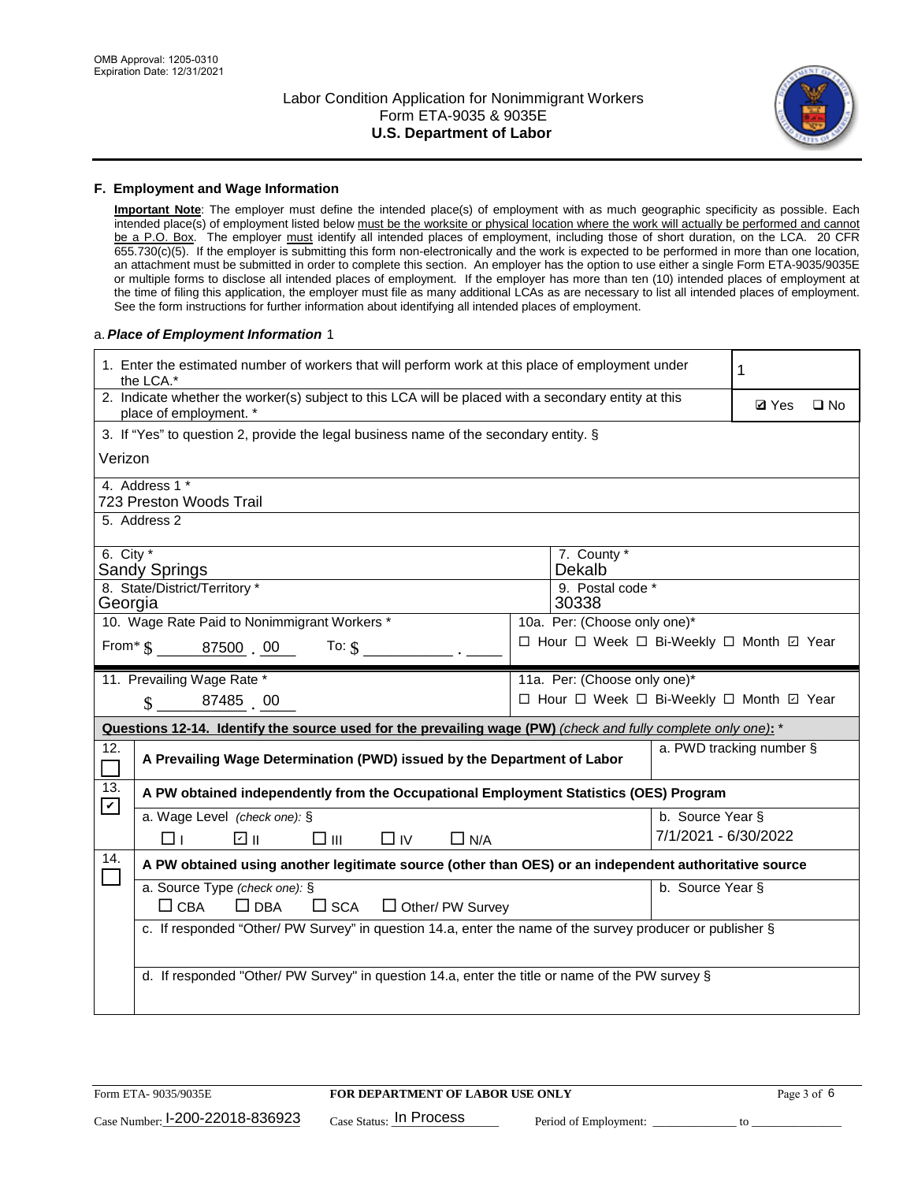OMB Approval: 1205-0310
Expiration Date: 12/31/2021

# Labor Condition Application for Nonimmigrant Workers
## Form ETA-9035 & 9035E
## U.S. Department of Labor

### F. Employment and Wage Information

**Important Note**: The employer must define the intended place(s) of employment with as much geographic specificity as possible. Each intended place(s) of employment listed below must be the worksite or physical location where the work will actually be performed and cannot be a P.O. Box. The employer must identify all intended places of employment, including those of short duration, on the LCA. 20 CFR 655.730(c)(5). If the employer is submitting this form non-electronically and the work is expected to be performed in more than one location, an attachment must be submitted in order to complete this section. An employer has the option to use either a single Form ETA-9035/9035E or multiple forms to disclose all intended places of employment. If the employer has more than ten (10) intended places of employment at the time of filing this application, the employer must file as many additional LCAs as are necessary to list all intended places of employment. See the form instructions for further information about identifying all intended places of employment.

a. ***Place of Employment Information*** 1

| | |
|---|---|
| 1. Enter the estimated number of workers that will perform work at this place of employment under the LCA.* | 1 |
| 2. Indicate whether the worker(s) subject to this LCA will be placed with a secondary entity at this place of employment. * | ☑ Yes ☐ No |
| 3. If "Yes" to question 2, provide the legal business name of the secondary entity. § Verizon | |
| 4. Address 1 * 723 Preston Woods Trail | |
| 5. Address 2 | |
| 6. City * Sandy Springs | 7. County * Dekalb |
| 8. State/District/Territory * Georgia | 9. Postal code * 30338 |
| 10. Wage Rate Paid to Nonimmigrant Workers * From* $ 87500 . 00 To: $ ______ . ____ | 10a. Per: (Choose only one)* ☐ Hour ☐ Week ☐ Bi-Weekly ☐ Month ☑ Year |
| 11. Prevailing Wage Rate * $ 87485 . 00 | 11a. Per: (Choose only one)* ☐ Hour ☐ Week ☐ Bi-Weekly ☐ Month ☑ Year |

**Questions 12-14. Identify the source used for the prevailing wage (PW)** *(check and fully complete only one)*: *

| | | |
|---|---|---|
| 12. ☐ | **A Prevailing Wage Determination (PWD) issued by the Department of Labor** | a. PWD tracking number § |
| 13. ☑ | **A PW obtained independently from the Occupational Employment Statistics (OES) Program** | |
| | a. Wage Level *(check one):* § ☐ I ☑ II ☐ III ☐ IV ☐ N/A | b. Source Year § 7/1/2021 - 6/30/2022 |
| 14. ☐ | **A PW obtained using another legitimate source (other than OES) or an independent authoritative source** | |
| | a. Source Type *(check one):* § ☐ CBA ☐ DBA ☐ SCA ☐ Other/ PW Survey | b. Source Year § |
| | c. If responded "Other/ PW Survey" in question 14.a, enter the name of the survey producer or publisher § | |
| | d. If responded "Other/ PW Survey" in question 14.a, enter the title or name of the PW survey § | |

Form ETA- 9035/9035E | **FOR DEPARTMENT OF LABOR USE ONLY**

Case Number: I-200-22018-836923 Case Status: In Process Period of Employment: ____________ to ____________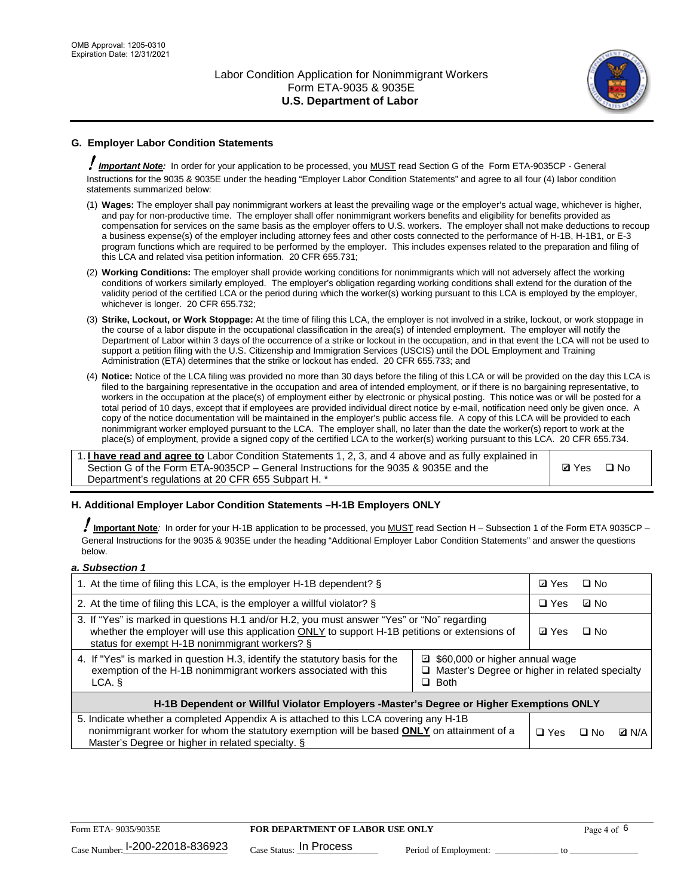## G. Employer Labor Condition Statements

**Important Note:** In order for your application to be processed, you MUST read Section G of the Form ETA-9035CP - General Instructions for the 9035 & 9035E under the heading "Employer Labor Condition Statements" and agree to all four (4) labor condition statements summarized below:

(1) **Wages:** The employer shall pay nonimmigrant workers at least the prevailing wage or the employer's actual wage, whichever is higher, and pay for non-productive time. The employer shall offer nonimmigrant workers benefits and eligibility for benefits provided as compensation for services on the same basis as the employer offers to U.S. workers. The employer shall not make deductions to recoup a business expense(s) of the employer including attorney fees and other costs connected to the performance of H-1B, H-1B1, or E-3 program functions which are required to be performed by the employer. This includes expenses related to the preparation and filing of this LCA and related visa petition information. 20 CFR 655.731;

(2) **Working Conditions:** The employer shall provide working conditions for nonimmigrants which will not adversely affect the working conditions of workers similarly employed. The employer's obligation regarding working conditions shall extend for the duration of the validity period of the certified LCA or the period during which the worker(s) working pursuant to this LCA is employed by the employer, whichever is longer. 20 CFR 655.732;

(3) **Strike, Lockout, or Work Stoppage:** At the time of filing this LCA, the employer is not involved in a strike, lockout, or work stoppage in the course of a labor dispute in the occupational classification in the area(s) of intended employment. The employer will notify the Department of Labor within 3 days of the occurrence of a strike or lockout in the occupation, and in that event the LCA will not be used to support a petition filing with the U.S. Citizenship and Immigration Services (USCIS) until the DOL Employment and Training Administration (ETA) determines that the strike or lockout has ended. 20 CFR 655.733; and

(4) **Notice:** Notice of the LCA filing was provided no more than 30 days before the filing of this LCA or will be provided on the day this LCA is filed to the bargaining representative in the occupation and area of intended employment, or if there is no bargaining representative, to workers in the occupation at the place(s) of employment either by electronic or physical posting. This notice was or will be posted for a total period of 10 days, except that if employees are provided individual direct notice by e-mail, notification need only be given once. A copy of the notice documentation will be maintained in the employer's public access file. A copy of this LCA will be provided to each nonimmigrant worker employed pursuant to the LCA. The employer shall, no later than the date the worker(s) report to work at the place(s) of employment, provide a signed copy of the certified LCA to the worker(s) working pursuant to this LCA. 20 CFR 655.734.

| | |
|---|---|
| 1. **I have read and agree to** Labor Condition Statements 1, 2, 3, and 4 above and as fully explained in Section G of the Form ETA-9035CP – General Instructions for the 9035 & 9035E and the Department's regulations at 20 CFR 655 Subpart H. * | ☑ Yes ☐ No |

## H. Additional Employer Labor Condition Statements –H-1B Employers ONLY

**Important Note**: In order for your H-1B application to be processed, you MUST read Section H – Subsection 1 of the Form ETA 9035CP – General Instructions for the 9035 & 9035E under the heading "Additional Employer Labor Condition Statements" and answer the questions below.

*a. Subsection 1*

| | | |
|---|---|---|
| 1. At the time of filing this LCA, is the employer H-1B dependent? § | | ☑ Yes ☐ No |
| 2. At the time of filing this LCA, is the employer a willful violator? § | | ☐ Yes ☑ No |
| 3. If "Yes" is marked in questions H.1 and/or H.2, you must answer "Yes" or "No" regarding whether the employer will use this application ONLY to support H-1B petitions or extensions of status for exempt H-1B nonimmigrant workers? § | | ☑ Yes ☐ No |
| 4. If "Yes" is marked in question H.3, identify the statutory basis for the exemption of the H-1B nonimmigrant workers associated with this LCA. § | ☑ $60,000 or higher annual wage<br>☐ Master's Degree or higher in related specialty<br>☐ Both | |
| **H-1B Dependent or Willful Violator Employers -Master's Degree or Higher Exemptions ONLY** | | |
| 5. Indicate whether a completed Appendix A is attached to this LCA covering any H-1B nonimmigrant worker for whom the statutory exemption will be based **ONLY** on attainment of a Master's Degree or higher in related specialty. § | | ☐ Yes ☐ No ☑ N/A |

Case Number: I-200-22018-836923 Case Status: In Process Period of Employment: _____________ to _____________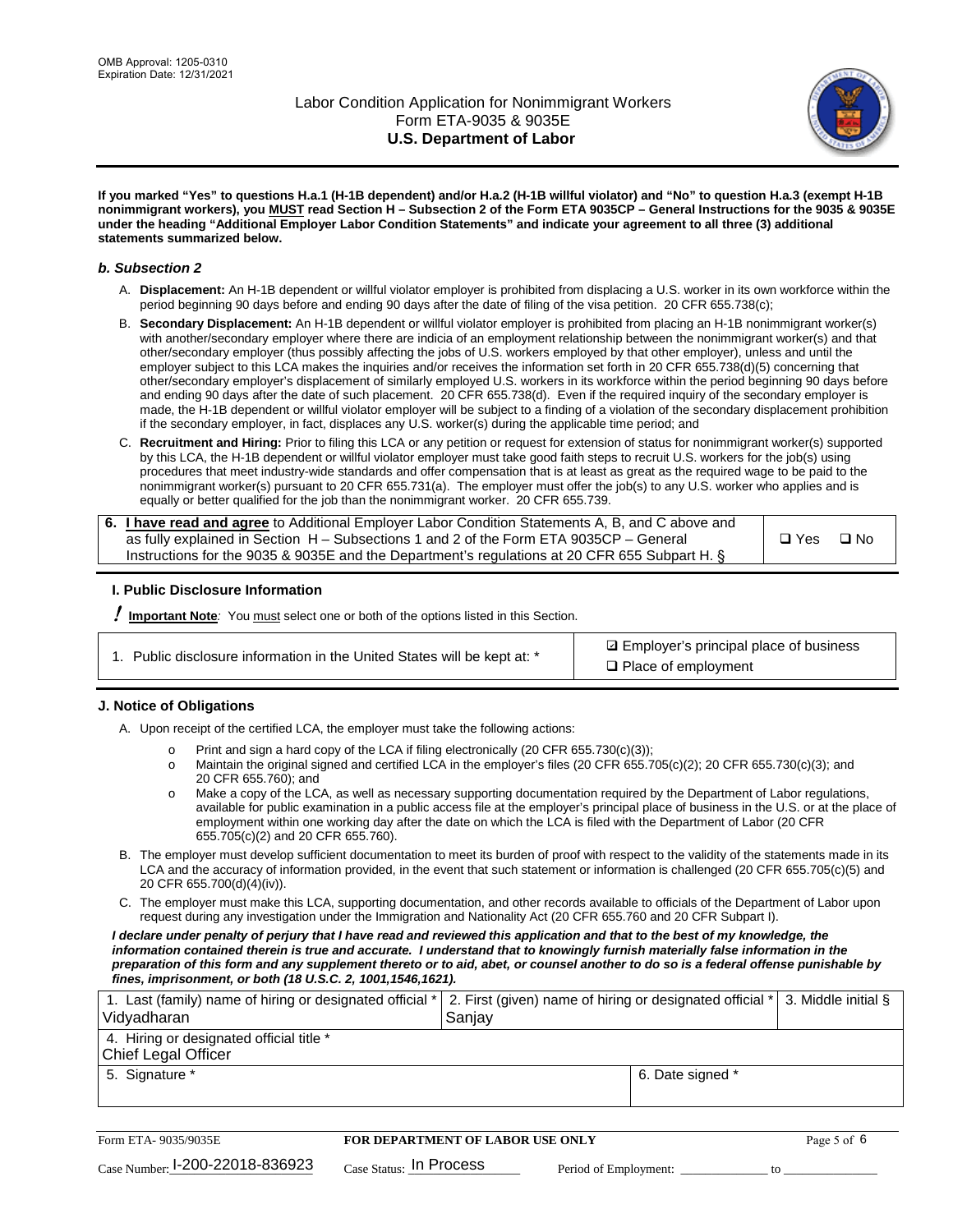**If you marked "Yes" to questions H.a.1 (H-1B dependent) and/or H.a.2 (H-1B willful violator) and "No" to question H.a.3 (exempt H-1B nonimmigrant workers), you MUST read Section H – Subsection 2 of the Form ETA 9035CP – General Instructions for the 9035 & 9035E under the heading "Additional Employer Labor Condition Statements" and indicate your agreement to all three (3) additional statements summarized below.**

### *b. Subsection 2*

A. **Displacement:** An H-1B dependent or willful violator employer is prohibited from displacing a U.S. worker in its own workforce within the period beginning 90 days before and ending 90 days after the date of filing of the visa petition. 20 CFR 655.738(c);

B. **Secondary Displacement:** An H-1B dependent or willful violator employer is prohibited from placing an H-1B nonimmigrant worker(s) with another/secondary employer where there are indicia of an employment relationship between the nonimmigrant worker(s) and that other/secondary employer (thus possibly affecting the jobs of U.S. workers employed by that other employer), unless and until the employer subject to this LCA makes the inquiries and/or receives the information set forth in 20 CFR 655.738(d)(5) concerning that other/secondary employer's displacement of similarly employed U.S. workers in its workforce within the period beginning 90 days before and ending 90 days after the date of such placement. 20 CFR 655.738(d). Even if the required inquiry of the secondary employer is made, the H-1B dependent or willful violator employer will be subject to a finding of a violation of the secondary displacement prohibition if the secondary employer, in fact, displaces any U.S. worker(s) during the applicable time period; and

C. **Recruitment and Hiring:** Prior to filing this LCA or any petition or request for extension of status for nonimmigrant worker(s) supported by this LCA, the H-1B dependent or willful violator employer must take good faith steps to recruit U.S. workers for the job(s) using procedures that meet industry-wide standards and offer compensation that is at least as great as the required wage to be paid to the nonimmigrant worker(s) pursuant to 20 CFR 655.731(a). The employer must offer the job(s) to any U.S. worker who applies and is equally or better qualified for the job than the nonimmigrant worker. 20 CFR 655.739.

| 6. **I have read and agree** to Additional Employer Labor Condition Statements A, B, and C above and as fully explained in Section H – Subsections 1 and 2 of the Form ETA 9035CP – General Instructions for the 9035 & 9035E and the Department's regulations at 20 CFR 655 Subpart H. § | ❑ Yes ❑ No |
|---|---|

### I. Public Disclosure Information

**! Important Note**: You must select one or both of the options listed in this Section.

| 1. Public disclosure information in the United States will be kept at: * | ☑ Employer's principal place of business<br>❑ Place of employment |
|---|---|

### J. Notice of Obligations

A. Upon receipt of the certified LCA, the employer must take the following actions:

- o Print and sign a hard copy of the LCA if filing electronically (20 CFR 655.730(c)(3));
- o Maintain the original signed and certified LCA in the employer's files (20 CFR 655.705(c)(2); 20 CFR 655.730(c)(3); and 20 CFR 655.760); and
- o Make a copy of the LCA, as well as necessary supporting documentation required by the Department of Labor regulations, available for public examination in a public access file at the employer's principal place of business in the U.S. or at the place of employment within one working day after the date on which the LCA is filed with the Department of Labor (20 CFR 655.705(c)(2) and 20 CFR 655.760).

B. The employer must develop sufficient documentation to meet its burden of proof with respect to the validity of the statements made in its LCA and the accuracy of information provided, in the event that such statement or information is challenged (20 CFR 655.705(c)(5) and 20 CFR 655.700(d)(4)(iv)).

C. The employer must make this LCA, supporting documentation, and other records available to officials of the Department of Labor upon request during any investigation under the Immigration and Nationality Act (20 CFR 655.760 and 20 CFR Subpart I).

***I declare under penalty of perjury that I have read and reviewed this application and that to the best of my knowledge, the information contained therein is true and accurate. I understand that to knowingly furnish materially false information in the preparation of this form and any supplement thereto or to aid, abet, or counsel another to do so is a federal offense punishable by fines, imprisonment, or both (18 U.S.C. 2, 1001,1546,1621).***

| 1. Last (family) name of hiring or designated official *<br>Vidyadharan | 2. First (given) name of hiring or designated official *<br>Sanjay | 3. Middle initial § |
|---|---|---|
| 4. Hiring or designated official title *<br>Chief Legal Officer | | |
| 5. Signature * | 6. Date signed * | |

| Form ETA- 9035/9035E | **FOR DEPARTMENT OF LABOR USE ONLY** | |
|---|---|---|
| Case Number: I-200-22018-836923 | Case Status: In Process | Period of Employment: _____________ to _____________ |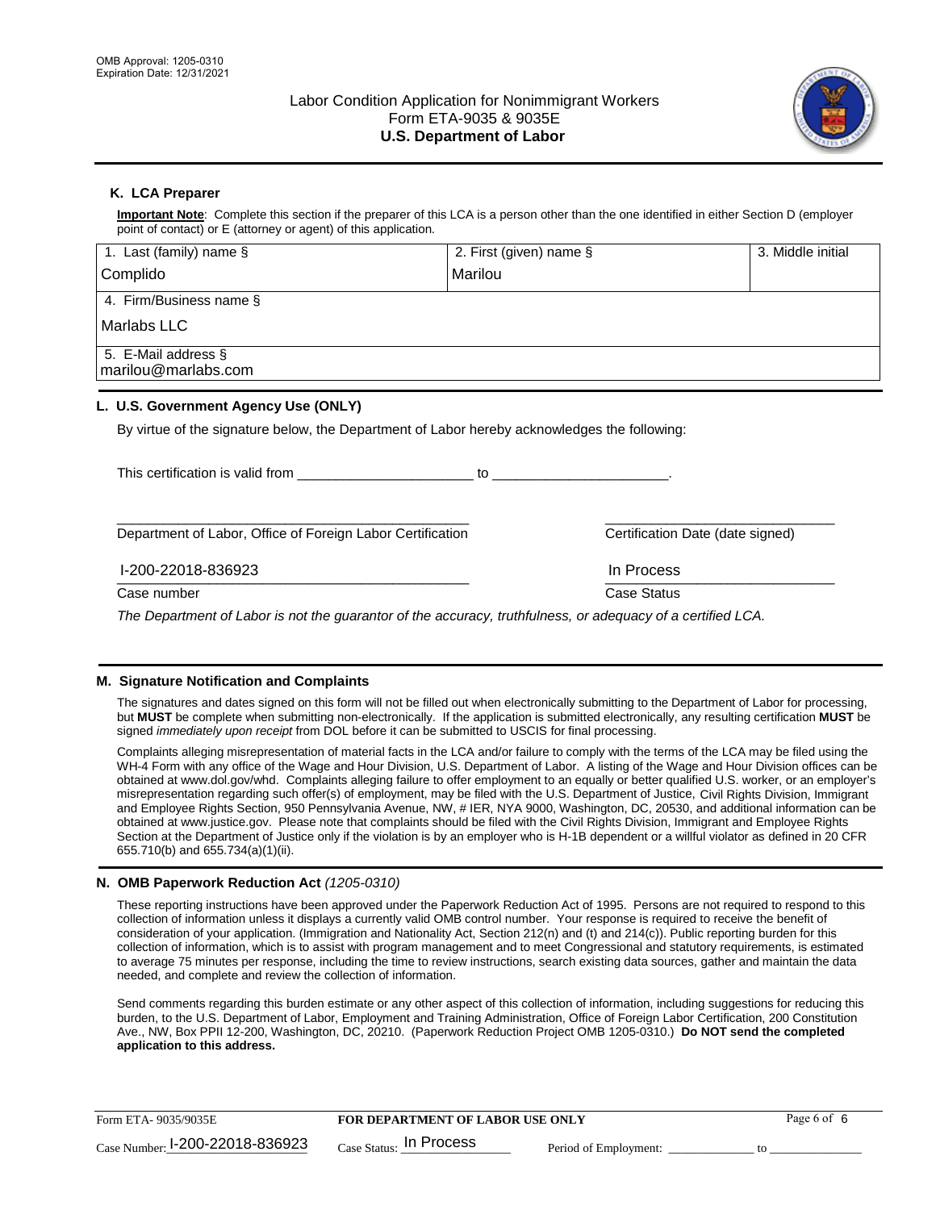## K. LCA Preparer

**Important Note**: Complete this section if the preparer of this LCA is a person other than the one identified in either Section D (employer point of contact) or E (attorney or agent) of this application.

| 1. Last (family) name § | 2. First (given) name § | 3. Middle initial |
|---|---|---|
| Complido | Marilou | |
| 4. Firm/Business name § | | |
| Marlabs LLC | | |
| 5. E-Mail address § | | |
| marilou@marlabs.com | | |

## L. U.S. Government Agency Use (ONLY)

By virtue of the signature below, the Department of Labor hereby acknowledges the following:

This certification is valid from _______________________ to _______________________.

_______________________________________________ Department of Labor, Office of Foreign Labor Certification

_______________________________ Certification Date (date signed)

I-200-22018-836923
Case number

In Process
Case Status

*The Department of Labor is not the guarantor of the accuracy, truthfulness, or adequacy of a certified LCA.*

## M. Signature Notification and Complaints

The signatures and dates signed on this form will not be filled out when electronically submitting to the Department of Labor for processing, but **MUST** be complete when submitting non-electronically. If the application is submitted electronically, any resulting certification **MUST** be signed *immediately upon receipt* from DOL before it can be submitted to USCIS for final processing.

Complaints alleging misrepresentation of material facts in the LCA and/or failure to comply with the terms of the LCA may be filed using the WH-4 Form with any office of the Wage and Hour Division, U.S. Department of Labor. A listing of the Wage and Hour Division offices can be obtained at www.dol.gov/whd. Complaints alleging failure to offer employment to an equally or better qualified U.S. worker, or an employer's misrepresentation regarding such offer(s) of employment, may be filed with the U.S. Department of Justice, Civil Rights Division, Immigrant and Employee Rights Section, 950 Pennsylvania Avenue, NW, # IER, NYA 9000, Washington, DC, 20530, and additional information can be obtained at www.justice.gov. Please note that complaints should be filed with the Civil Rights Division, Immigrant and Employee Rights Section at the Department of Justice only if the violation is by an employer who is H-1B dependent or a willful violator as defined in 20 CFR 655.710(b) and 655.734(a)(1)(ii).

## N. OMB Paperwork Reduction Act *(1205-0310)*

These reporting instructions have been approved under the Paperwork Reduction Act of 1995. Persons are not required to respond to this collection of information unless it displays a currently valid OMB control number. Your response is required to receive the benefit of consideration of your application. (Immigration and Nationality Act, Section 212(n) and (t) and 214(c)). Public reporting burden for this collection of information, which is to assist with program management and to meet Congressional and statutory requirements, is estimated to average 75 minutes per response, including the time to review instructions, search existing data sources, gather and maintain the data needed, and complete and review the collection of information.

Send comments regarding this burden estimate or any other aspect of this collection of information, including suggestions for reducing this burden, to the U.S. Department of Labor, Employment and Training Administration, Office of Foreign Labor Certification, 200 Constitution Ave., NW, Box PPII 12-200, Washington, DC, 20210. (Paperwork Reduction Project OMB 1205-0310.) **Do NOT send the completed application to this address.**